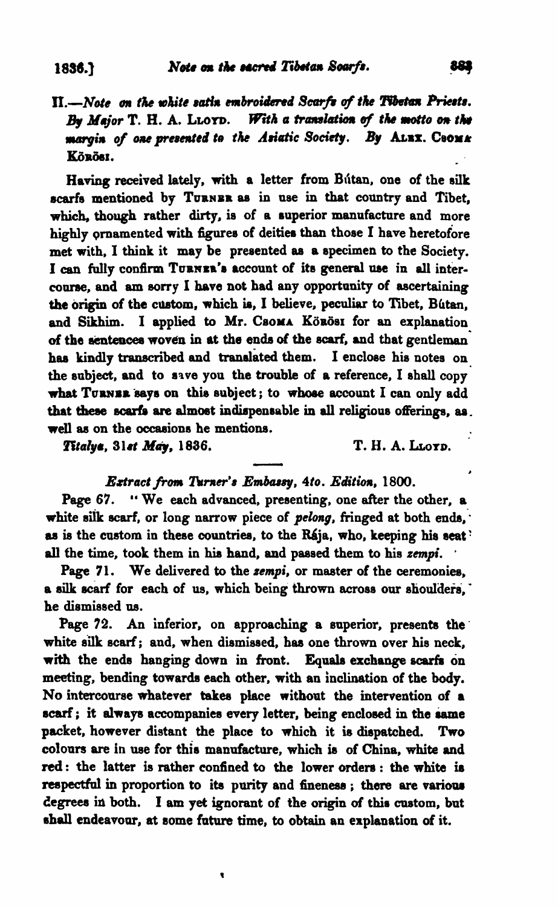## II.—*Note on the white satin embroidered Scarfs of the Tibetan Priests. By Major* T. H. A. Lloyd. *With a translation of the motto on the margin of one presented to the Asiatic Society. By* Alex. Csoma Körösi.

Having received lately, with a letter from Bútan, one of the silk scarfs mentioned by Turner as in use in that country and Tibet, which, though rather dirty, is of a superior manufacture and more highly ornamented with figures of deities than those I have heretofore met with, I think it may be presented as a specimen to the Society. I can fully confirm Turner's account of its general use in all intercourse, and am sorry I have not had any opportunity of ascertaining the origin of the custom, which is, I believe, peculiar to Tibet, Bútan, and Sikhim. I applied to Mr. Csoma Körösi for an explanation of the sentences woven in at the ends of the scarf, and that gentleman has kindly transcribed and translated them. I enclose his notes on the subject, and to save you the trouble of a reference, I shall copy what Turner says on this subject; to whose account I can only add that these scarfs are almost indispensable in all religious offerings, as well as on the occasions he mentions.

*Titalya, 31st May,* 1836. T. H. A. Lloyd.

### *Extract from Turner's Embassy, 4to. Edition,* 1800.

Page 67. "We each advanced, presenting, one after the other, a white silk scarf, or long narrow piece of *pelong*, fringed at both ends, as is the custom in these countries, to the Rája, who, keeping his seat all the time, took them in his hand, and passed them to his *zempi*.

Page 71. We delivered to the *zempi*, or master of the ceremonies, a silk scarf for each of us, which being thrown across our shoulders, he dismissed us.

Page 72. An inferior, on approaching a superior, presents the white silk scarf; and, when dismissed, has one thrown over his neck, with the ends hanging down in front. Equals exchange scarfs on meeting, bending towards each other, with an inclination of the body. No intercourse whatever takes place without the intervention of a scarf; it always accompanies every letter, being enclosed in the same packet, however distant the place to which it is dispatched. Two colours are in use for this manufacture, which is of China, white and red: the latter is rather confined to the lower orders: the white is respectful in proportion to its purity and fineness; there are various degrees in both. I am yet ignorant of the origin of this custom, but shall endeavour, at some future time, to obtain an explanation of it.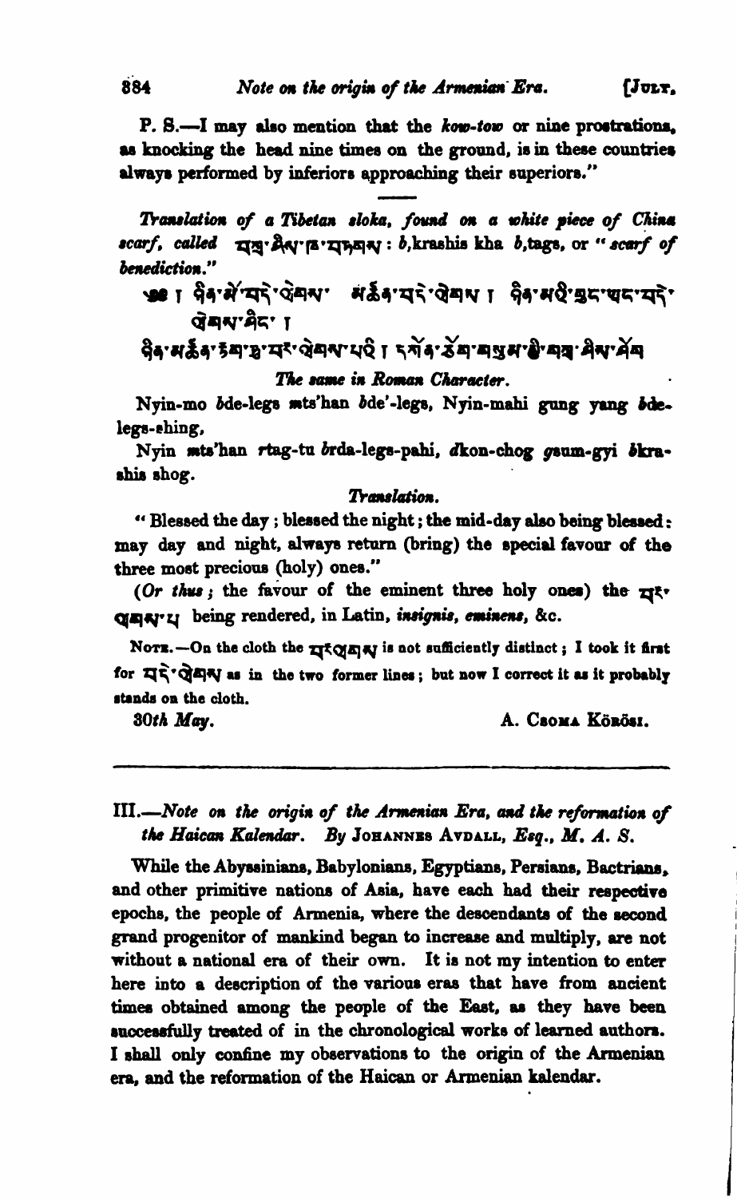P. S.—I may also mention that the *kow-tow* or nine prostrations, as knocking the head nine times on the ground, is in these countries always performed by inferiors approaching their superiors."

---

*Translation of a Tibetan sloka, found on a white piece of China scarf, called* བཀྲ་ཤིས་ཁ་བཏགས་ : *b*,krashis kha *b*,tags, or "*scarf of benediction.*"

༄༅། ཉིན་མོ་བདེ་ལེགས་ མཚན་བདེ་ལེགས། ཉིན་མའི་གུང་ཡང་བདེ་ལེགས་ཤིང་།

ཉིན་མཚན་རྟག་ཏུ་བརྡ་བར་ལེགས་པའི། དཀོན་མཆོག་གསུམ་གྱི་བཀྲ་ཤིས་ཤོག

*The same in Roman Character.*

Nyin-mo *b*de-legs *m*ts'han *b*de'-legs, Nyin-mahi gung yang *b*de-legs-shing,

Nyin *m*ts'han *r*tag-tu *b*rda-legs-pahi, *d*kon-chog *g*sum-gyi *b*kra-shis shog.

*Translation.*

"Blessed the day; blessed the night; the mid-day also being blessed: may day and night, always return (bring) the special favour of the three most precious (holy) ones."

(*Or thus;* the favour of the eminent three holy ones) the བར་འཕགས་པ being rendered, in Latin, *insignis, eminens,* &c.

NOTE.—On the cloth the བརའཕགས is not sufficiently distinct; I took it first for བདེ་ལེགས as in the two former lines; but now I correct it as it probably stands on the cloth.

30*th May.* A. CSOMA KÖRÖSI.

---

## III.—*Note on the origin of the Armenian Era, and the reformation of the Haican Kalendar.* By JOHANNES AVDALL, *Esq., M. A. S.*

While the Abyssinians, Babylonians, Egyptians, Persians, Bactrians, and other primitive nations of Asia, have each had their respective epochs, the people of Armenia, where the descendants of the second grand progenitor of mankind began to increase and multiply, are not without a national era of their own. It is not my intention to enter here into a description of the various eras that have from ancient times obtained among the people of the East, as they have been successfully treated of in the chronological works of learned authors. I shall only confine my observations to the origin of the Armenian era, and the reformation of the Haican or Armenian kalendar.